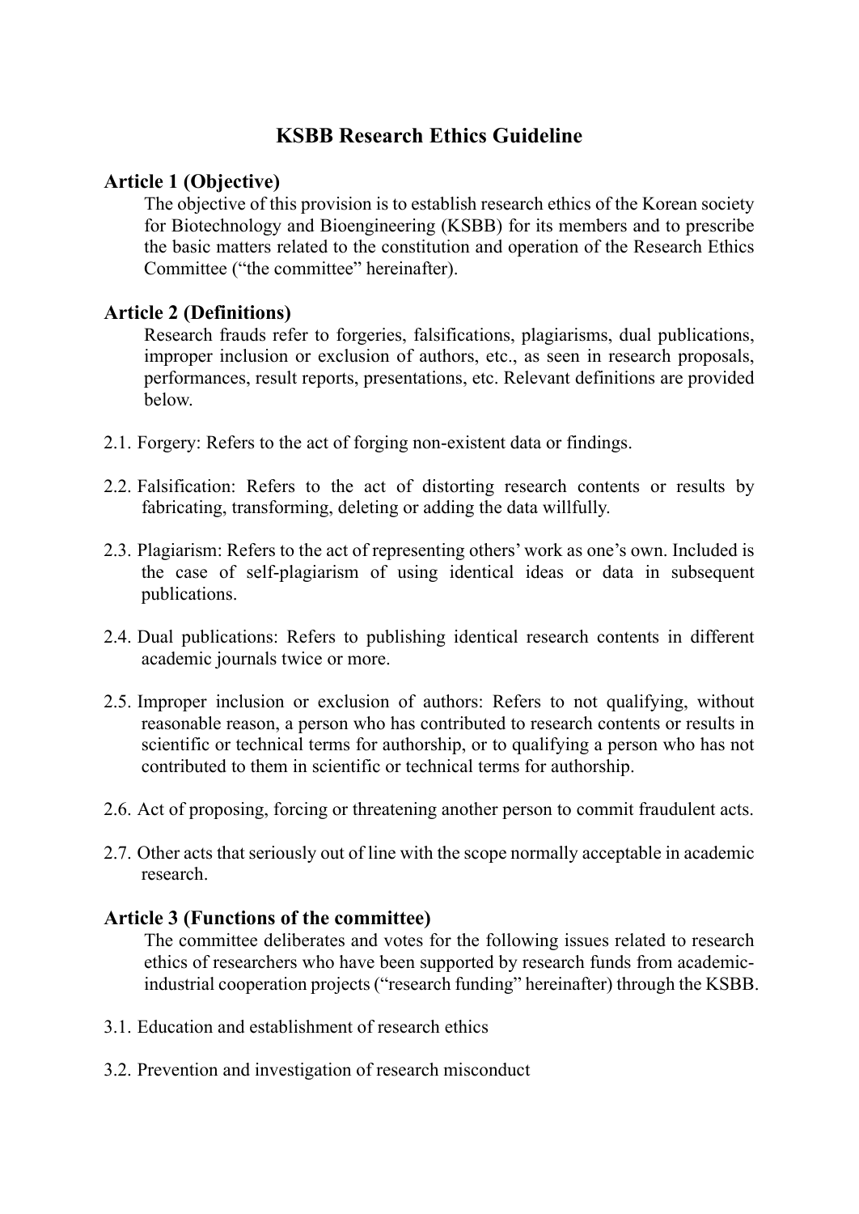# KSBB Research Ethics Guideline

## Article 1 (Objective)

The objective of this provision is to establish research ethics of the Korean society for Biotechnology and Bioengineering (KSBB) for its members and to prescribe the basic matters related to the constitution and operation of the Research Ethics Committee ("the committee" hereinafter).

## Article 2 (Definitions)

Research frauds refer to forgeries, falsifications, plagiarisms, dual publications, improper inclusion or exclusion of authors, etc., as seen in research proposals, performances, result reports, presentations, etc. Relevant definitions are provided below.

2.1. Forgery: Refers to the act of forging non-existent data or findings.

2.2. Falsification: Refers to the act of distorting research contents or results by fabricating, transforming, deleting or adding the data willfully.

2.3. Plagiarism: Refers to the act of representing others' work as one's own. Included is the case of self-plagiarism of using identical ideas or data in subsequent publications.

2.4. Dual publications: Refers to publishing identical research contents in different academic journals twice or more.

2.5. Improper inclusion or exclusion of authors: Refers to not qualifying, without reasonable reason, a person who has contributed to research contents or results in scientific or technical terms for authorship, or to qualifying a person who has not contributed to them in scientific or technical terms for authorship.

2.6. Act of proposing, forcing or threatening another person to commit fraudulent acts.

2.7. Other acts that seriously out of line with the scope normally acceptable in academic research.

## Article 3 (Functions of the committee)

The committee deliberates and votes for the following issues related to research ethics of researchers who have been supported by research funds from academic-industrial cooperation projects ("research funding" hereinafter) through the KSBB.

3.1. Education and establishment of research ethics

3.2. Prevention and investigation of research misconduct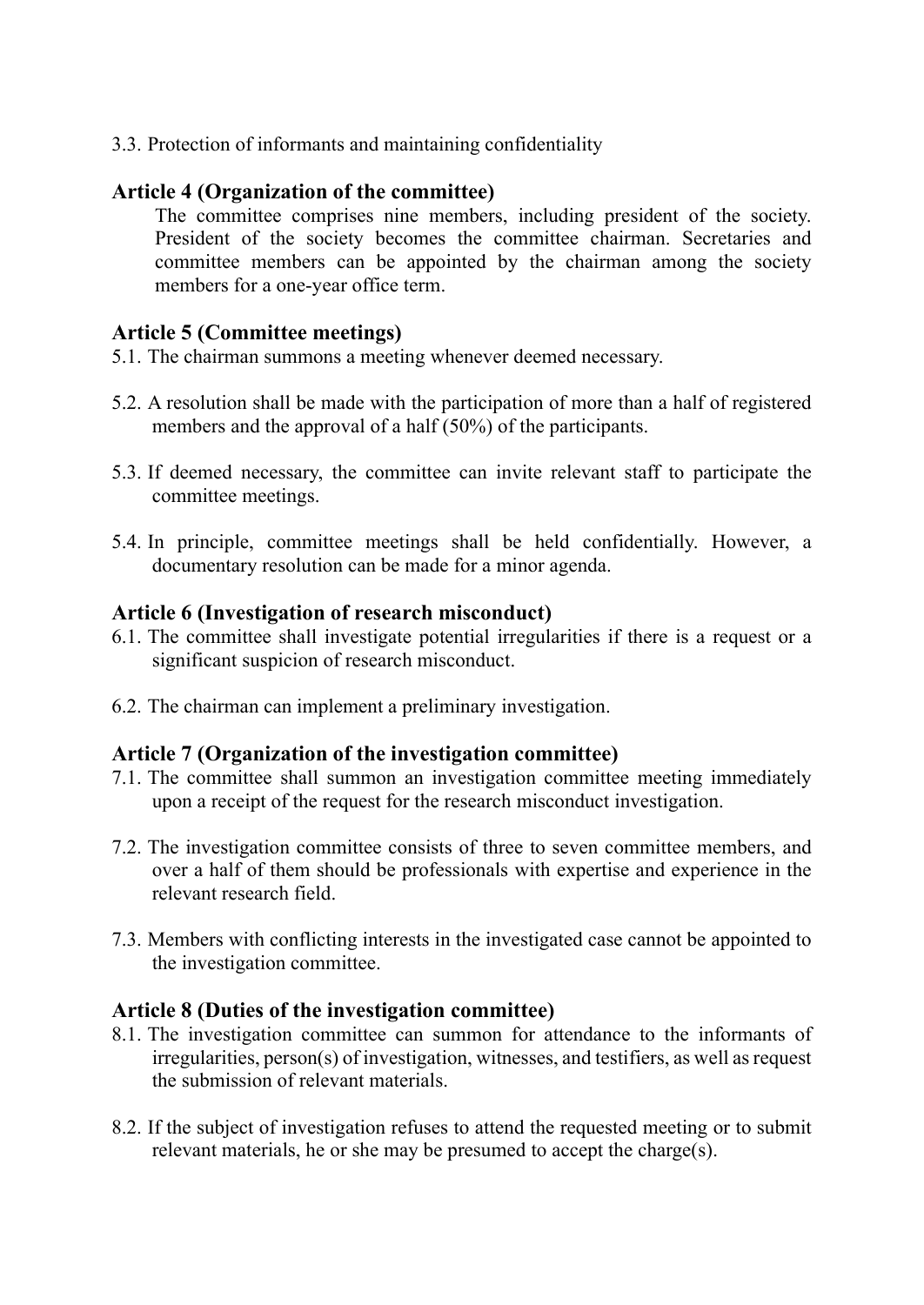3.3. Protection of informants and maintaining confidentiality

## Article 4 (Organization of the committee)

The committee comprises nine members, including president of the society. President of the society becomes the committee chairman. Secretaries and committee members can be appointed by the chairman among the society members for a one-year office term.

## Article 5 (Committee meetings)

5.1. The chairman summons a meeting whenever deemed necessary.

5.2. A resolution shall be made with the participation of more than a half of registered members and the approval of a half (50%) of the participants.

5.3. If deemed necessary, the committee can invite relevant staff to participate the committee meetings.

5.4. In principle, committee meetings shall be held confidentially. However, a documentary resolution can be made for a minor agenda.

## Article 6 (Investigation of research misconduct)

6.1. The committee shall investigate potential irregularities if there is a request or a significant suspicion of research misconduct.

6.2. The chairman can implement a preliminary investigation.

## Article 7 (Organization of the investigation committee)

7.1. The committee shall summon an investigation committee meeting immediately upon a receipt of the request for the research misconduct investigation.

7.2. The investigation committee consists of three to seven committee members, and over a half of them should be professionals with expertise and experience in the relevant research field.

7.3. Members with conflicting interests in the investigated case cannot be appointed to the investigation committee.

## Article 8 (Duties of the investigation committee)

8.1. The investigation committee can summon for attendance to the informants of irregularities, person(s) of investigation, witnesses, and testifiers, as well as request the submission of relevant materials.

8.2. If the subject of investigation refuses to attend the requested meeting or to submit relevant materials, he or she may be presumed to accept the charge(s).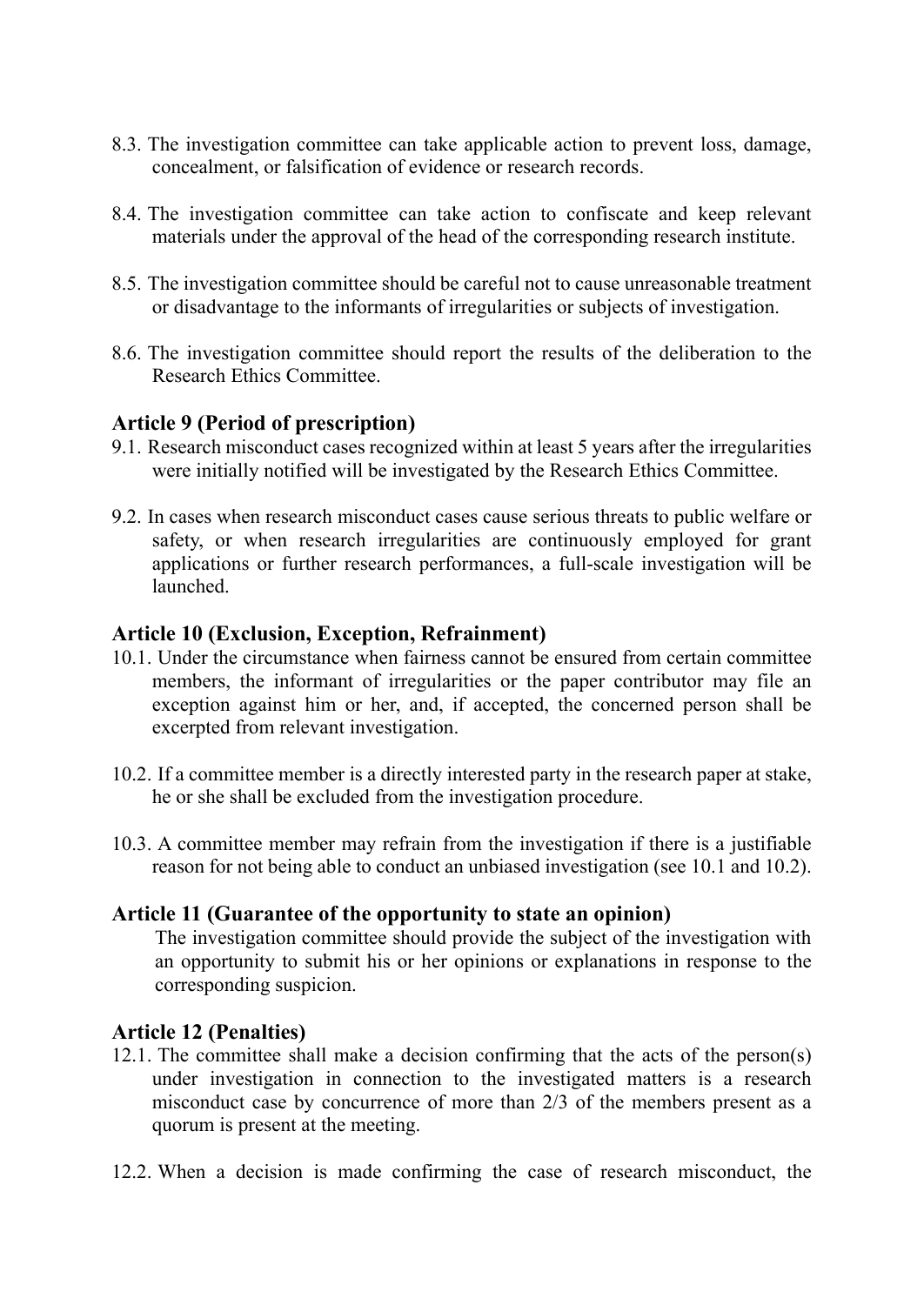8.3. The investigation committee can take applicable action to prevent loss, damage, concealment, or falsification of evidence or research records.

8.4. The investigation committee can take action to confiscate and keep relevant materials under the approval of the head of the corresponding research institute.

8.5. The investigation committee should be careful not to cause unreasonable treatment or disadvantage to the informants of irregularities or subjects of investigation.

8.6. The investigation committee should report the results of the deliberation to the Research Ethics Committee.

### Article 9 (Period of prescription)

9.1. Research misconduct cases recognized within at least 5 years after the irregularities were initially notified will be investigated by the Research Ethics Committee.

9.2. In cases when research misconduct cases cause serious threats to public welfare or safety, or when research irregularities are continuously employed for grant applications or further research performances, a full-scale investigation will be launched.

### Article 10 (Exclusion, Exception, Refrainment)

10.1. Under the circumstance when fairness cannot be ensured from certain committee members, the informant of irregularities or the paper contributor may file an exception against him or her, and, if accepted, the concerned person shall be excerpted from relevant investigation.

10.2. If a committee member is a directly interested party in the research paper at stake, he or she shall be excluded from the investigation procedure.

10.3. A committee member may refrain from the investigation if there is a justifiable reason for not being able to conduct an unbiased investigation (see 10.1 and 10.2).

### Article 11 (Guarantee of the opportunity to state an opinion)

The investigation committee should provide the subject of the investigation with an opportunity to submit his or her opinions or explanations in response to the corresponding suspicion.

### Article 12 (Penalties)

12.1. The committee shall make a decision confirming that the acts of the person(s) under investigation in connection to the investigated matters is a research misconduct case by concurrence of more than 2/3 of the members present as a quorum is present at the meeting.

12.2. When a decision is made confirming the case of research misconduct, the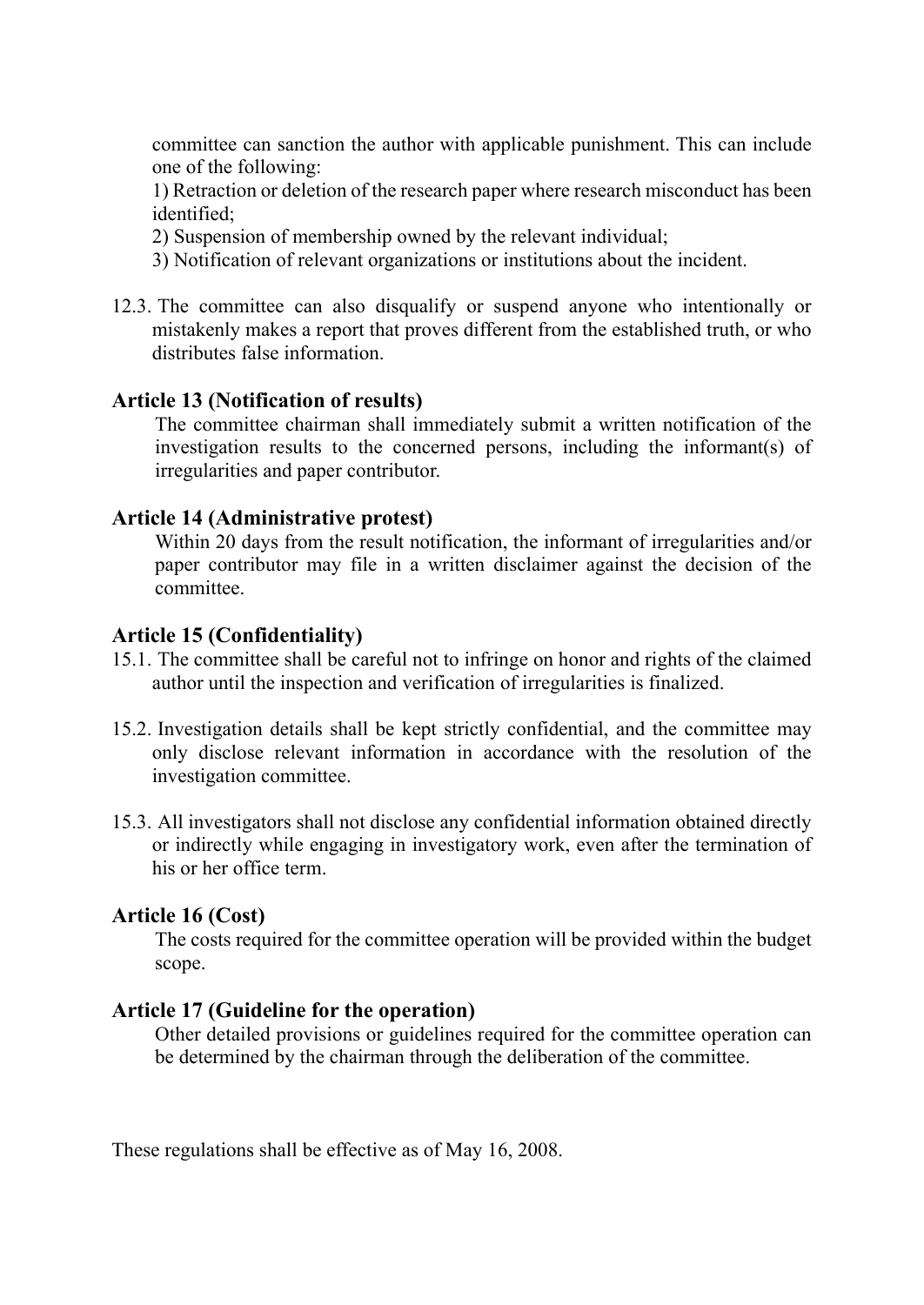committee can sanction the author with applicable punishment. This can include one of the following:

1) Retraction or deletion of the research paper where research misconduct has been identified;

2) Suspension of membership owned by the relevant individual;

3) Notification of relevant organizations or institutions about the incident.

12.3. The committee can also disqualify or suspend anyone who intentionally or mistakenly makes a report that proves different from the established truth, or who distributes false information.

**Article 13 (Notification of results)**

The committee chairman shall immediately submit a written notification of the investigation results to the concerned persons, including the informant(s) of irregularities and paper contributor.

**Article 14 (Administrative protest)**

Within 20 days from the result notification, the informant of irregularities and/or paper contributor may file in a written disclaimer against the decision of the committee.

**Article 15 (Confidentiality)**

15.1. The committee shall be careful not to infringe on honor and rights of the claimed author until the inspection and verification of irregularities is finalized.

15.2. Investigation details shall be kept strictly confidential, and the committee may only disclose relevant information in accordance with the resolution of the investigation committee.

15.3. All investigators shall not disclose any confidential information obtained directly or indirectly while engaging in investigatory work, even after the termination of his or her office term.

**Article 16 (Cost)**

The costs required for the committee operation will be provided within the budget scope.

**Article 17 (Guideline for the operation)**

Other detailed provisions or guidelines required for the committee operation can be determined by the chairman through the deliberation of the committee.

These regulations shall be effective as of May 16, 2008.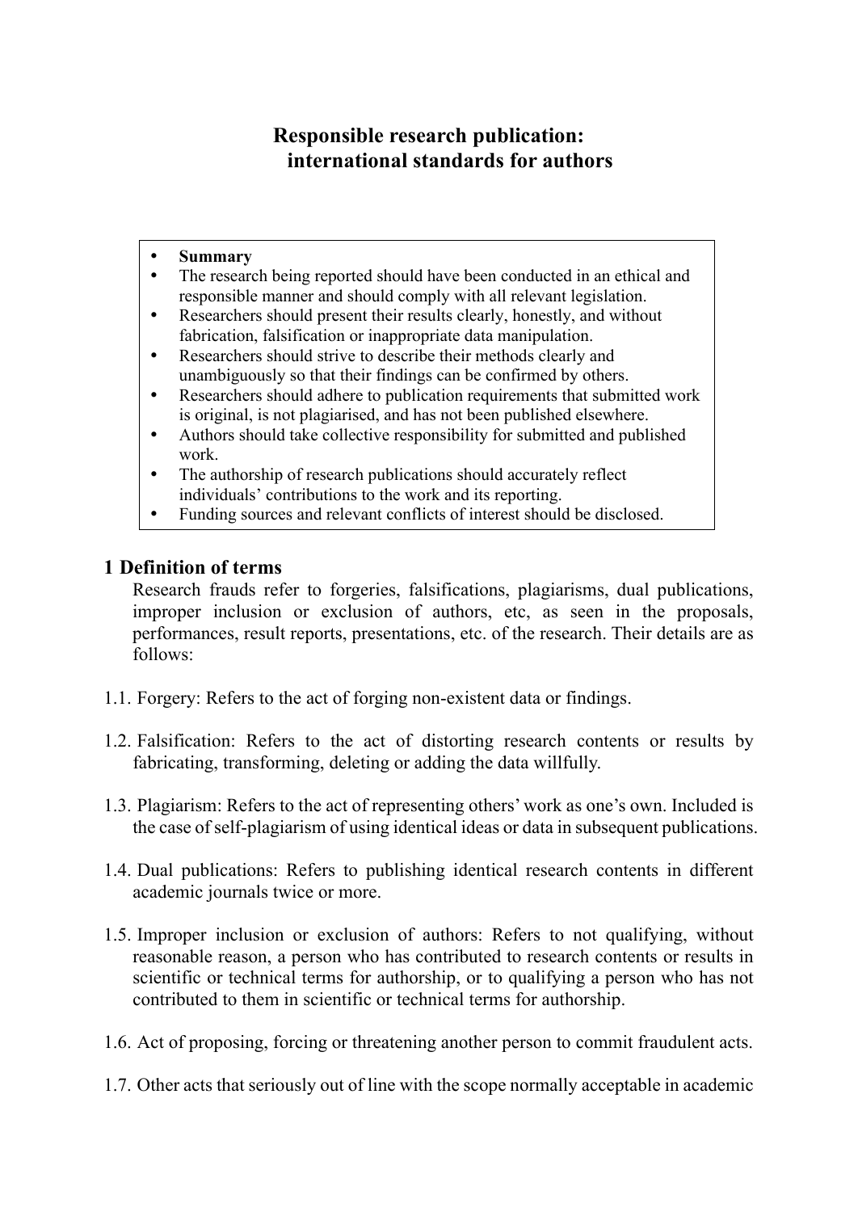# Responsible research publication: international standards for authors

- **Summary**
- The research being reported should have been conducted in an ethical and responsible manner and should comply with all relevant legislation.
- Researchers should present their results clearly, honestly, and without fabrication, falsification or inappropriate data manipulation.
- Researchers should strive to describe their methods clearly and unambiguously so that their findings can be confirmed by others.
- Researchers should adhere to publication requirements that submitted work is original, is not plagiarised, and has not been published elsewhere.
- Authors should take collective responsibility for submitted and published work.
- The authorship of research publications should accurately reflect individuals' contributions to the work and its reporting.
- Funding sources and relevant conflicts of interest should be disclosed.

## 1 Definition of terms

Research frauds refer to forgeries, falsifications, plagiarisms, dual publications, improper inclusion or exclusion of authors, etc, as seen in the proposals, performances, result reports, presentations, etc. of the research. Their details are as follows:

1.1. Forgery: Refers to the act of forging non-existent data or findings.

1.2. Falsification: Refers to the act of distorting research contents or results by fabricating, transforming, deleting or adding the data willfully.

1.3. Plagiarism: Refers to the act of representing others' work as one's own. Included is the case of self-plagiarism of using identical ideas or data in subsequent publications.

1.4. Dual publications: Refers to publishing identical research contents in different academic journals twice or more.

1.5. Improper inclusion or exclusion of authors: Refers to not qualifying, without reasonable reason, a person who has contributed to research contents or results in scientific or technical terms for authorship, or to qualifying a person who has not contributed to them in scientific or technical terms for authorship.

1.6. Act of proposing, forcing or threatening another person to commit fraudulent acts.

1.7. Other acts that seriously out of line with the scope normally acceptable in academic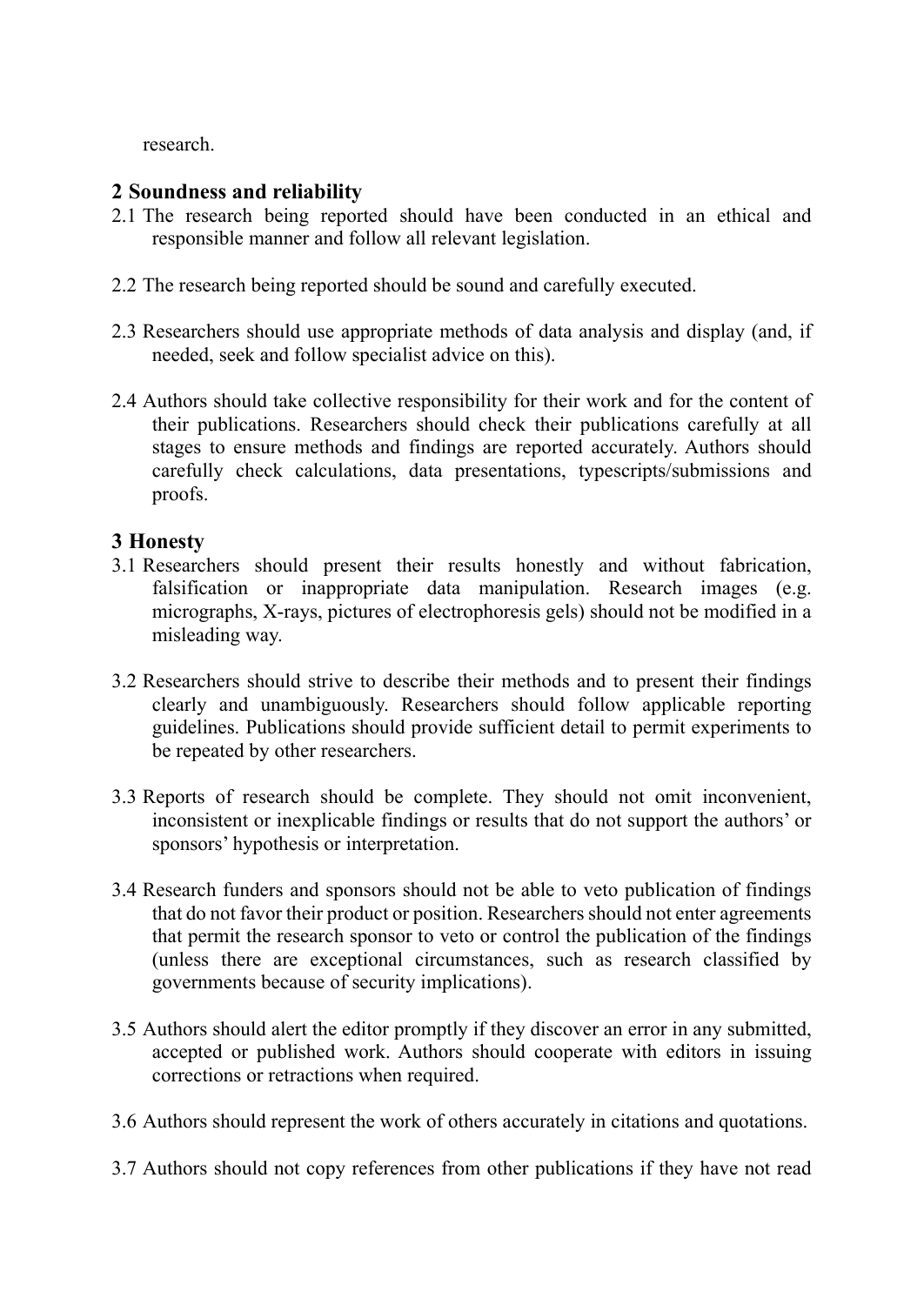research.

## 2 Soundness and reliability

2.1 The research being reported should have been conducted in an ethical and responsible manner and follow all relevant legislation.

2.2 The research being reported should be sound and carefully executed.

2.3 Researchers should use appropriate methods of data analysis and display (and, if needed, seek and follow specialist advice on this).

2.4 Authors should take collective responsibility for their work and for the content of their publications. Researchers should check their publications carefully at all stages to ensure methods and findings are reported accurately. Authors should carefully check calculations, data presentations, typescripts/submissions and proofs.

## 3 Honesty

3.1 Researchers should present their results honestly and without fabrication, falsification or inappropriate data manipulation. Research images (e.g. micrographs, X-rays, pictures of electrophoresis gels) should not be modified in a misleading way.

3.2 Researchers should strive to describe their methods and to present their findings clearly and unambiguously. Researchers should follow applicable reporting guidelines. Publications should provide sufficient detail to permit experiments to be repeated by other researchers.

3.3 Reports of research should be complete. They should not omit inconvenient, inconsistent or inexplicable findings or results that do not support the authors' or sponsors' hypothesis or interpretation.

3.4 Research funders and sponsors should not be able to veto publication of findings that do not favor their product or position. Researchers should not enter agreements that permit the research sponsor to veto or control the publication of the findings (unless there are exceptional circumstances, such as research classified by governments because of security implications).

3.5 Authors should alert the editor promptly if they discover an error in any submitted, accepted or published work. Authors should cooperate with editors in issuing corrections or retractions when required.

3.6 Authors should represent the work of others accurately in citations and quotations.

3.7 Authors should not copy references from other publications if they have not read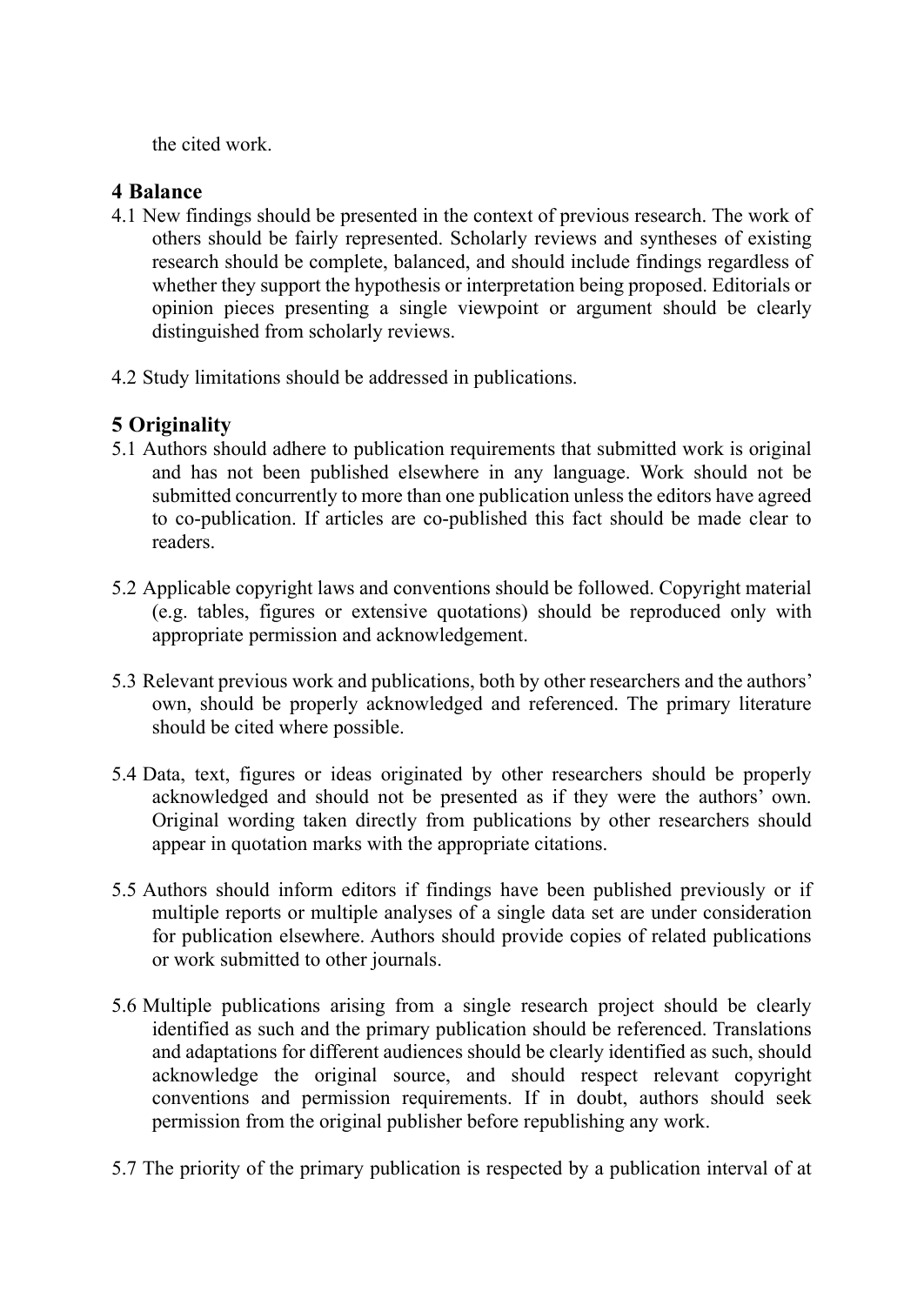the cited work.

## 4 Balance

4.1 New findings should be presented in the context of previous research. The work of others should be fairly represented. Scholarly reviews and syntheses of existing research should be complete, balanced, and should include findings regardless of whether they support the hypothesis or interpretation being proposed. Editorials or opinion pieces presenting a single viewpoint or argument should be clearly distinguished from scholarly reviews.

4.2 Study limitations should be addressed in publications.

## 5 Originality

5.1 Authors should adhere to publication requirements that submitted work is original and has not been published elsewhere in any language. Work should not be submitted concurrently to more than one publication unless the editors have agreed to co-publication. If articles are co-published this fact should be made clear to readers.

5.2 Applicable copyright laws and conventions should be followed. Copyright material (e.g. tables, figures or extensive quotations) should be reproduced only with appropriate permission and acknowledgement.

5.3 Relevant previous work and publications, both by other researchers and the authors' own, should be properly acknowledged and referenced. The primary literature should be cited where possible.

5.4 Data, text, figures or ideas originated by other researchers should be properly acknowledged and should not be presented as if they were the authors' own. Original wording taken directly from publications by other researchers should appear in quotation marks with the appropriate citations.

5.5 Authors should inform editors if findings have been published previously or if multiple reports or multiple analyses of a single data set are under consideration for publication elsewhere. Authors should provide copies of related publications or work submitted to other journals.

5.6 Multiple publications arising from a single research project should be clearly identified as such and the primary publication should be referenced. Translations and adaptations for different audiences should be clearly identified as such, should acknowledge the original source, and should respect relevant copyright conventions and permission requirements. If in doubt, authors should seek permission from the original publisher before republishing any work.

5.7 The priority of the primary publication is respected by a publication interval of at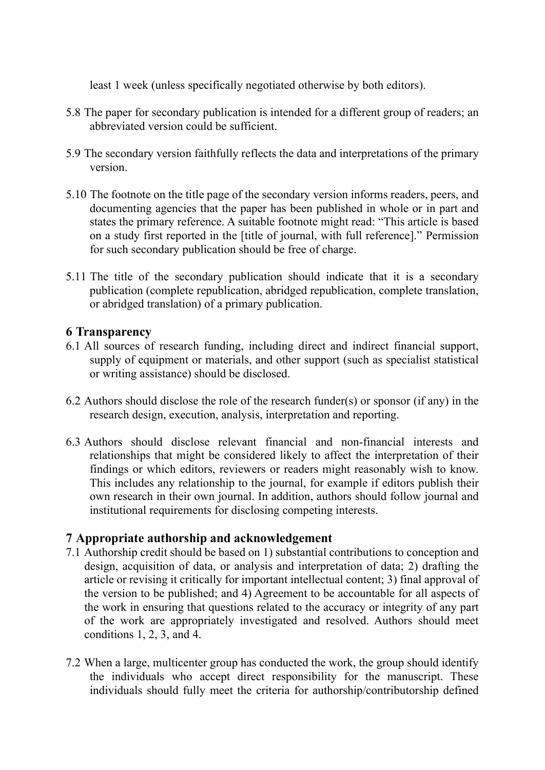least 1 week (unless specifically negotiated otherwise by both editors).

5.8 The paper for secondary publication is intended for a different group of readers; an abbreviated version could be sufficient.

5.9 The secondary version faithfully reflects the data and interpretations of the primary version.

5.10 The footnote on the title page of the secondary version informs readers, peers, and documenting agencies that the paper has been published in whole or in part and states the primary reference. A suitable footnote might read: "This article is based on a study first reported in the [title of journal, with full reference]." Permission for such secondary publication should be free of charge.

5.11 The title of the secondary publication should indicate that it is a secondary publication (complete republication, abridged republication, complete translation, or abridged translation) of a primary publication.

## 6 Transparency

6.1 All sources of research funding, including direct and indirect financial support, supply of equipment or materials, and other support (such as specialist statistical or writing assistance) should be disclosed.

6.2 Authors should disclose the role of the research funder(s) or sponsor (if any) in the research design, execution, analysis, interpretation and reporting.

6.3 Authors should disclose relevant financial and non-financial interests and relationships that might be considered likely to affect the interpretation of their findings or which editors, reviewers or readers might reasonably wish to know. This includes any relationship to the journal, for example if editors publish their own research in their own journal. In addition, authors should follow journal and institutional requirements for disclosing competing interests.

## 7 Appropriate authorship and acknowledgement

7.1 Authorship credit should be based on 1) substantial contributions to conception and design, acquisition of data, or analysis and interpretation of data; 2) drafting the article or revising it critically for important intellectual content; 3) final approval of the version to be published; and 4) Agreement to be accountable for all aspects of the work in ensuring that questions related to the accuracy or integrity of any part of the work are appropriately investigated and resolved. Authors should meet conditions 1, 2, 3, and 4.

7.2 When a large, multicenter group has conducted the work, the group should identify the individuals who accept direct responsibility for the manuscript. These individuals should fully meet the criteria for authorship/contributorship defined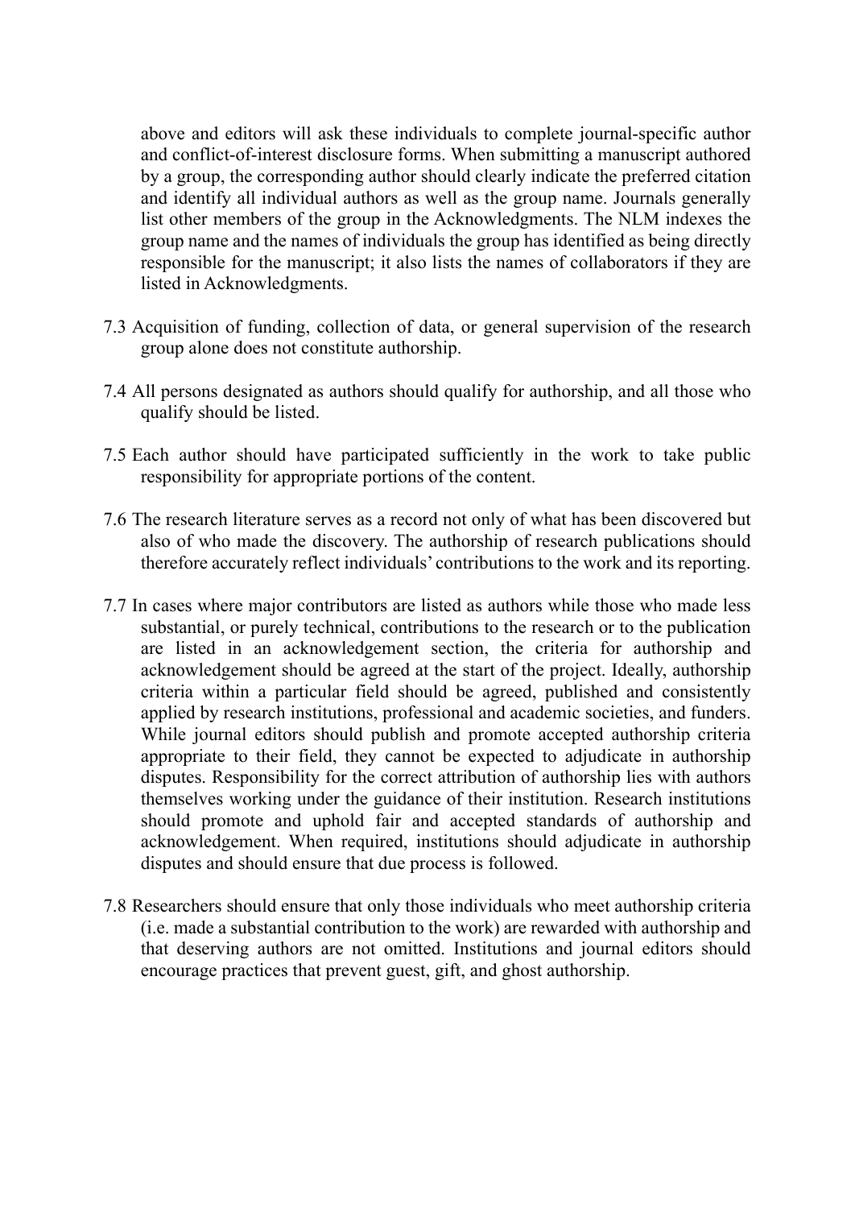above and editors will ask these individuals to complete journal-specific author and conflict-of-interest disclosure forms. When submitting a manuscript authored by a group, the corresponding author should clearly indicate the preferred citation and identify all individual authors as well as the group name. Journals generally list other members of the group in the Acknowledgments. The NLM indexes the group name and the names of individuals the group has identified as being directly responsible for the manuscript; it also lists the names of collaborators if they are listed in Acknowledgments.

7.3 Acquisition of funding, collection of data, or general supervision of the research group alone does not constitute authorship.

7.4 All persons designated as authors should qualify for authorship, and all those who qualify should be listed.

7.5 Each author should have participated sufficiently in the work to take public responsibility for appropriate portions of the content.

7.6 The research literature serves as a record not only of what has been discovered but also of who made the discovery. The authorship of research publications should therefore accurately reflect individuals' contributions to the work and its reporting.

7.7 In cases where major contributors are listed as authors while those who made less substantial, or purely technical, contributions to the research or to the publication are listed in an acknowledgement section, the criteria for authorship and acknowledgement should be agreed at the start of the project. Ideally, authorship criteria within a particular field should be agreed, published and consistently applied by research institutions, professional and academic societies, and funders. While journal editors should publish and promote accepted authorship criteria appropriate to their field, they cannot be expected to adjudicate in authorship disputes. Responsibility for the correct attribution of authorship lies with authors themselves working under the guidance of their institution. Research institutions should promote and uphold fair and accepted standards of authorship and acknowledgement. When required, institutions should adjudicate in authorship disputes and should ensure that due process is followed.

7.8 Researchers should ensure that only those individuals who meet authorship criteria (i.e. made a substantial contribution to the work) are rewarded with authorship and that deserving authors are not omitted. Institutions and journal editors should encourage practices that prevent guest, gift, and ghost authorship.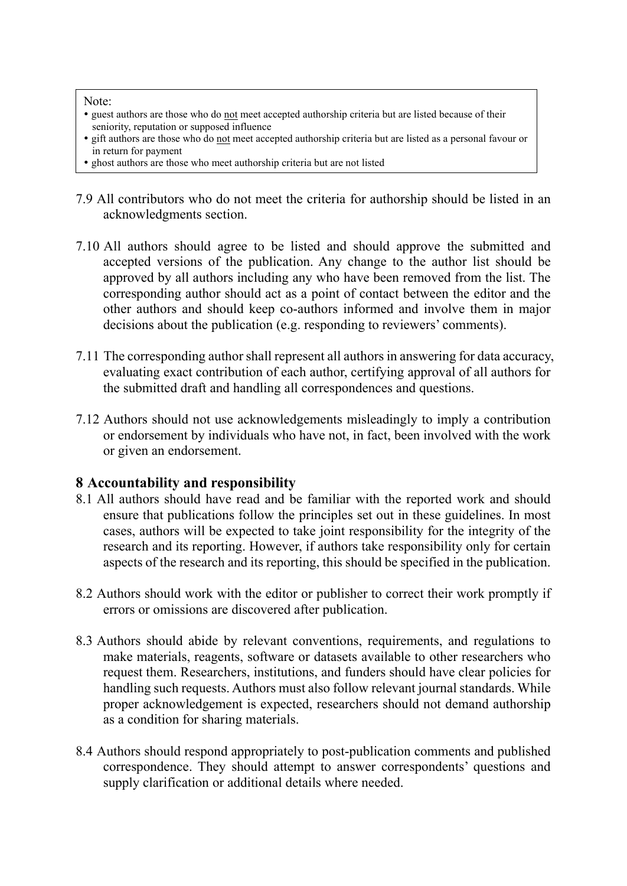> Note:
> - guest authors are those who do not meet accepted authorship criteria but are listed because of their seniority, reputation or supposed influence
> - gift authors are those who do not meet accepted authorship criteria but are listed as a personal favour or in return for payment
> - ghost authors are those who meet authorship criteria but are not listed

7.9 All contributors who do not meet the criteria for authorship should be listed in an acknowledgments section.

7.10 All authors should agree to be listed and should approve the submitted and accepted versions of the publication. Any change to the author list should be approved by all authors including any who have been removed from the list. The corresponding author should act as a point of contact between the editor and the other authors and should keep co-authors informed and involve them in major decisions about the publication (e.g. responding to reviewers' comments).

7.11 The corresponding author shall represent all authors in answering for data accuracy, evaluating exact contribution of each author, certifying approval of all authors for the submitted draft and handling all correspondences and questions.

7.12 Authors should not use acknowledgements misleadingly to imply a contribution or endorsement by individuals who have not, in fact, been involved with the work or given an endorsement.

## 8 Accountability and responsibility

8.1 All authors should have read and be familiar with the reported work and should ensure that publications follow the principles set out in these guidelines. In most cases, authors will be expected to take joint responsibility for the integrity of the research and its reporting. However, if authors take responsibility only for certain aspects of the research and its reporting, this should be specified in the publication.

8.2 Authors should work with the editor or publisher to correct their work promptly if errors or omissions are discovered after publication.

8.3 Authors should abide by relevant conventions, requirements, and regulations to make materials, reagents, software or datasets available to other researchers who request them. Researchers, institutions, and funders should have clear policies for handling such requests. Authors must also follow relevant journal standards. While proper acknowledgement is expected, researchers should not demand authorship as a condition for sharing materials.

8.4 Authors should respond appropriately to post-publication comments and published correspondence. They should attempt to answer correspondents' questions and supply clarification or additional details where needed.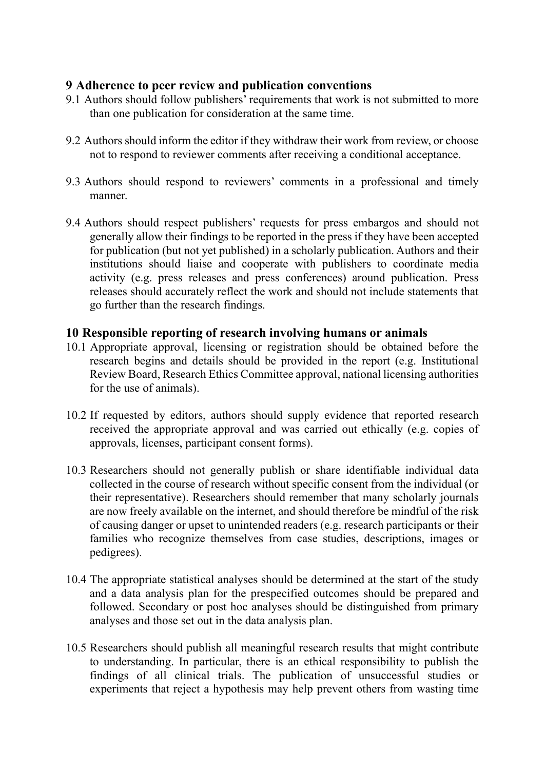## 9 Adherence to peer review and publication conventions

9.1 Authors should follow publishers' requirements that work is not submitted to more than one publication for consideration at the same time.

9.2 Authors should inform the editor if they withdraw their work from review, or choose not to respond to reviewer comments after receiving a conditional acceptance.

9.3 Authors should respond to reviewers' comments in a professional and timely manner.

9.4 Authors should respect publishers' requests for press embargos and should not generally allow their findings to be reported in the press if they have been accepted for publication (but not yet published) in a scholarly publication. Authors and their institutions should liaise and cooperate with publishers to coordinate media activity (e.g. press releases and press conferences) around publication. Press releases should accurately reflect the work and should not include statements that go further than the research findings.

## 10 Responsible reporting of research involving humans or animals

10.1 Appropriate approval, licensing or registration should be obtained before the research begins and details should be provided in the report (e.g. Institutional Review Board, Research Ethics Committee approval, national licensing authorities for the use of animals).

10.2 If requested by editors, authors should supply evidence that reported research received the appropriate approval and was carried out ethically (e.g. copies of approvals, licenses, participant consent forms).

10.3 Researchers should not generally publish or share identifiable individual data collected in the course of research without specific consent from the individual (or their representative). Researchers should remember that many scholarly journals are now freely available on the internet, and should therefore be mindful of the risk of causing danger or upset to unintended readers (e.g. research participants or their families who recognize themselves from case studies, descriptions, images or pedigrees).

10.4 The appropriate statistical analyses should be determined at the start of the study and a data analysis plan for the prespecified outcomes should be prepared and followed. Secondary or post hoc analyses should be distinguished from primary analyses and those set out in the data analysis plan.

10.5 Researchers should publish all meaningful research results that might contribute to understanding. In particular, there is an ethical responsibility to publish the findings of all clinical trials. The publication of unsuccessful studies or experiments that reject a hypothesis may help prevent others from wasting time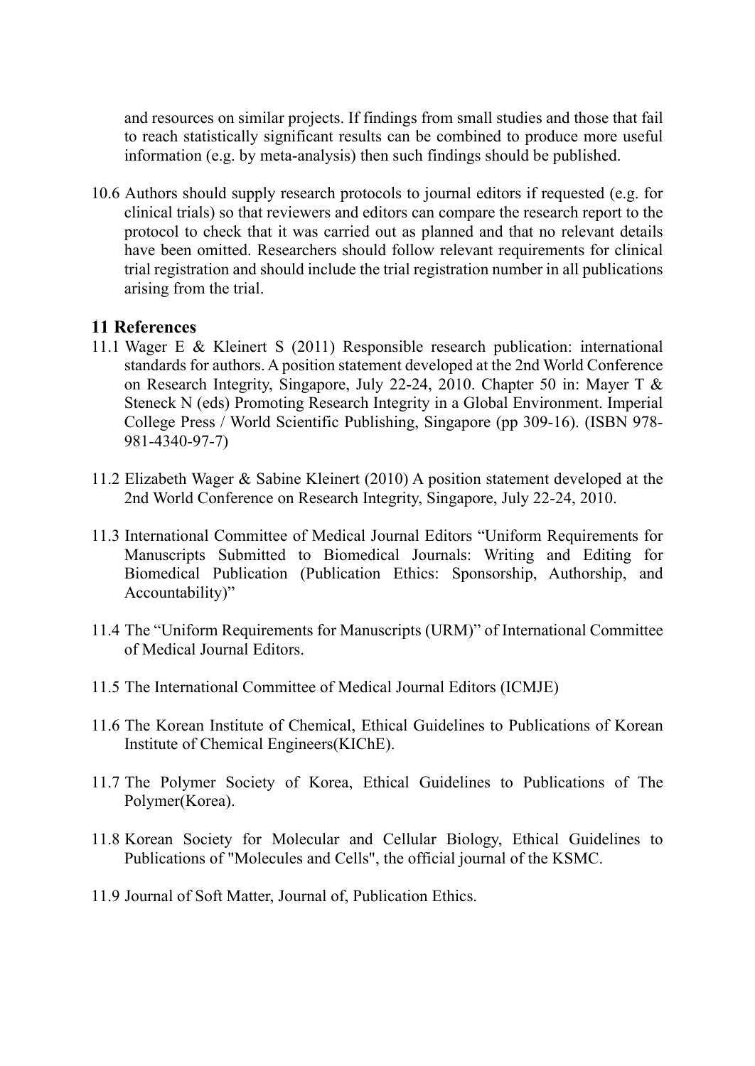and resources on similar projects. If findings from small studies and those that fail to reach statistically significant results can be combined to produce more useful information (e.g. by meta-analysis) then such findings should be published.

10.6 Authors should supply research protocols to journal editors if requested (e.g. for clinical trials) so that reviewers and editors can compare the research report to the protocol to check that it was carried out as planned and that no relevant details have been omitted. Researchers should follow relevant requirements for clinical trial registration and should include the trial registration number in all publications arising from the trial.

## 11 References

11.1 Wager E & Kleinert S (2011) Responsible research publication: international standards for authors. A position statement developed at the 2nd World Conference on Research Integrity, Singapore, July 22-24, 2010. Chapter 50 in: Mayer T & Steneck N (eds) Promoting Research Integrity in a Global Environment. Imperial College Press / World Scientific Publishing, Singapore (pp 309-16). (ISBN 978-981-4340-97-7)

11.2 Elizabeth Wager & Sabine Kleinert (2010) A position statement developed at the 2nd World Conference on Research Integrity, Singapore, July 22-24, 2010.

11.3 International Committee of Medical Journal Editors “Uniform Requirements for Manuscripts Submitted to Biomedical Journals: Writing and Editing for Biomedical Publication (Publication Ethics: Sponsorship, Authorship, and Accountability)”

11.4 The “Uniform Requirements for Manuscripts (URM)” of International Committee of Medical Journal Editors.

11.5 The International Committee of Medical Journal Editors (ICMJE)

11.6 The Korean Institute of Chemical, Ethical Guidelines to Publications of Korean Institute of Chemical Engineers(KIChE).

11.7 The Polymer Society of Korea, Ethical Guidelines to Publications of The Polymer(Korea).

11.8 Korean Society for Molecular and Cellular Biology, Ethical Guidelines to Publications of "Molecules and Cells", the official journal of the KSMC.

11.9 Journal of Soft Matter, Journal of, Publication Ethics.